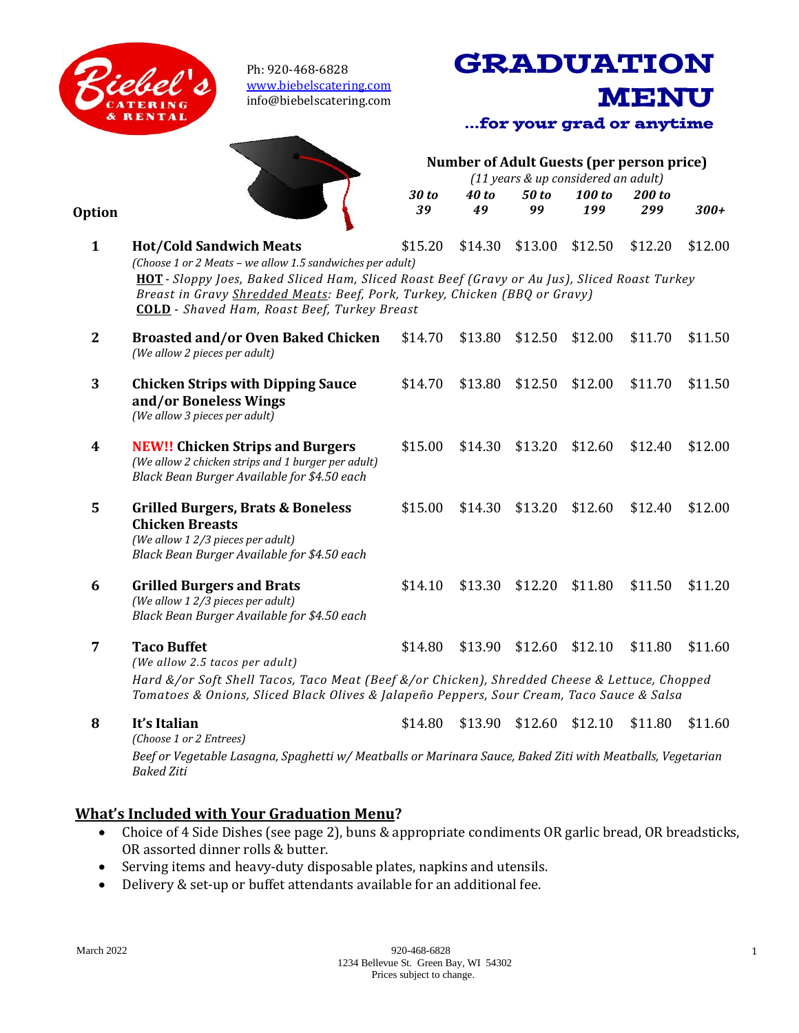Biebel's Catering & Rental

Ph: 920-468-6828
www.biebelscatering.com
info@biebelscatering.com

# GRADUATION MENU

**...for your grad or anytime**

| Option | | **Number of Adult Guests (per person price)** *(11 years & up considered an adult)* | | | | | |
|---|---|---|---|---|---|---|---|
| | | ***30 to 39*** | ***40 to 49*** | ***50 to 99*** | ***100 to 199*** | ***200 to 299*** | ***300+*** |
| **1** | **Hot/Cold Sandwich Meats** *(Choose 1 or 2 Meats – we allow 1.5 sandwiches per adult)* **HOT** - *Sloppy Joes, Baked Sliced Ham, Sliced Roast Beef (Gravy or Au Jus), Sliced Roast Turkey Breast in Gravy Shredded Meats: Beef, Pork, Turkey, Chicken (BBQ or Gravy)* **COLD** - *Shaved Ham, Roast Beef, Turkey Breast* | $15.20 | $14.30 | $13.00 | $12.50 | $12.20 | $12.00 |
| **2** | **Broasted and/or Oven Baked Chicken** *(We allow 2 pieces per adult)* | $14.70 | $13.80 | $12.50 | $12.00 | $11.70 | $11.50 |
| **3** | **Chicken Strips with Dipping Sauce and/or Boneless Wings** *(We allow 3 pieces per adult)* | $14.70 | $13.80 | $12.50 | $12.00 | $11.70 | $11.50 |
| **4** | **NEW!! Chicken Strips and Burgers** *(We allow 2 chicken strips and 1 burger per adult)* *Black Bean Burger Available for $4.50 each* | $15.00 | $14.30 | $13.20 | $12.60 | $12.40 | $12.00 |
| **5** | **Grilled Burgers, Brats & Boneless Chicken Breasts** *(We allow 1 2/3 pieces per adult)* *Black Bean Burger Available for $4.50 each* | $15.00 | $14.30 | $13.20 | $12.60 | $12.40 | $12.00 |
| **6** | **Grilled Burgers and Brats** *(We allow 1 2/3 pieces per adult)* *Black Bean Burger Available for $4.50 each* | $14.10 | $13.30 | $12.20 | $11.80 | $11.50 | $11.20 |
| **7** | **Taco Buffet** *(We allow 2.5 tacos per adult)* *Hard &/or Soft Shell Tacos, Taco Meat (Beef &/or Chicken), Shredded Cheese & Lettuce, Chopped Tomatoes & Onions, Sliced Black Olives & Jalapeño Peppers, Sour Cream, Taco Sauce & Salsa* | $14.80 | $13.90 | $12.60 | $12.10 | $11.80 | $11.60 |
| **8** | **It's Italian** *(Choose 1 or 2 Entrees)* *Beef or Vegetable Lasagna, Spaghetti w/ Meatballs or Marinara Sauce, Baked Ziti with Meatballs, Vegetarian Baked Ziti* | $14.80 | $13.90 | $12.60 | $12.10 | $11.80 | $11.60 |

## What's Included with Your Graduation Menu?

- Choice of 4 Side Dishes (see page 2), buns & appropriate condiments OR garlic bread, OR breadsticks, OR assorted dinner rolls & butter.
- Serving items and heavy-duty disposable plates, napkins and utensils.
- Delivery & set-up or buffet attendants available for an additional fee.

March 2022

920-468-6828
1234 Bellevue St. Green Bay, WI 54302
Prices subject to change.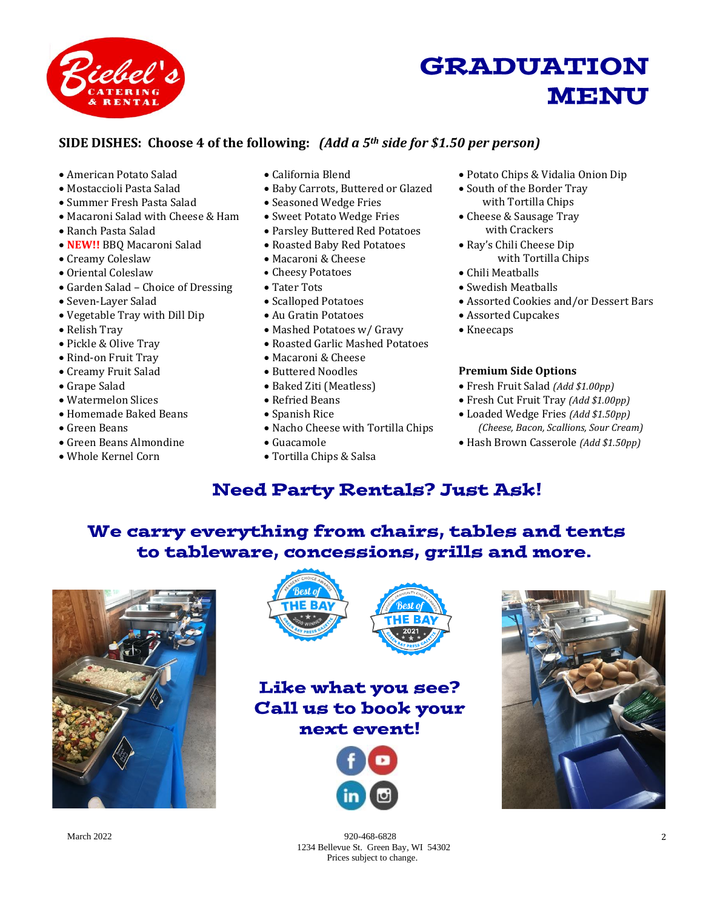# GRADUATION MENU

## SIDE DISHES: Choose 4 of the following: *(Add a 5th side for $1.50 per person)*

- American Potato Salad
- Mostaccioli Pasta Salad
- Summer Fresh Pasta Salad
- Macaroni Salad with Cheese & Ham
- Ranch Pasta Salad
- **NEW!!** BBQ Macaroni Salad
- Creamy Coleslaw
- Oriental Coleslaw
- Garden Salad – Choice of Dressing
- Seven-Layer Salad
- Vegetable Tray with Dill Dip
- Relish Tray
- Pickle & Olive Tray
- Rind-on Fruit Tray
- Creamy Fruit Salad
- Grape Salad
- Watermelon Slices
- Homemade Baked Beans
- Green Beans
- Green Beans Almondine
- Whole Kernel Corn
- California Blend
- Baby Carrots, Buttered or Glazed
- Seasoned Wedge Fries
- Sweet Potato Wedge Fries
- Parsley Buttered Red Potatoes
- Roasted Baby Red Potatoes
- Macaroni & Cheese
- Cheesy Potatoes
- Tater Tots
- Scalloped Potatoes
- Au Gratin Potatoes
- Mashed Potatoes w/ Gravy
- Roasted Garlic Mashed Potatoes
- Macaroni & Cheese
- Buttered Noodles
- Baked Ziti (Meatless)
- Refried Beans
- Spanish Rice
- Nacho Cheese with Tortilla Chips
- Guacamole
- Tortilla Chips & Salsa
- Potato Chips & Vidalia Onion Dip
- South of the Border Tray with Tortilla Chips
- Cheese & Sausage Tray with Crackers
- Ray's Chili Cheese Dip with Tortilla Chips
- Chili Meatballs
- Swedish Meatballs
- Assorted Cookies and/or Dessert Bars
- Assorted Cupcakes
- Kneecaps

### Premium Side Options

- Fresh Fruit Salad *(Add $1.00pp)*
- Fresh Cut Fruit Tray *(Add $1.00pp)*
- Loaded Wedge Fries *(Add $1.50pp)*
  *(Cheese, Bacon, Scallions, Sour Cream)*
- Hash Brown Casserole *(Add $1.50pp)*

## Need Party Rentals? Just Ask!

## We carry everything from chairs, tables and tents to tableware, concessions, grills and more.

## Like what you see? Call us to book your next event!

March 2022

920-468-6828
1234 Bellevue St. Green Bay, WI 54302
Prices subject to change.